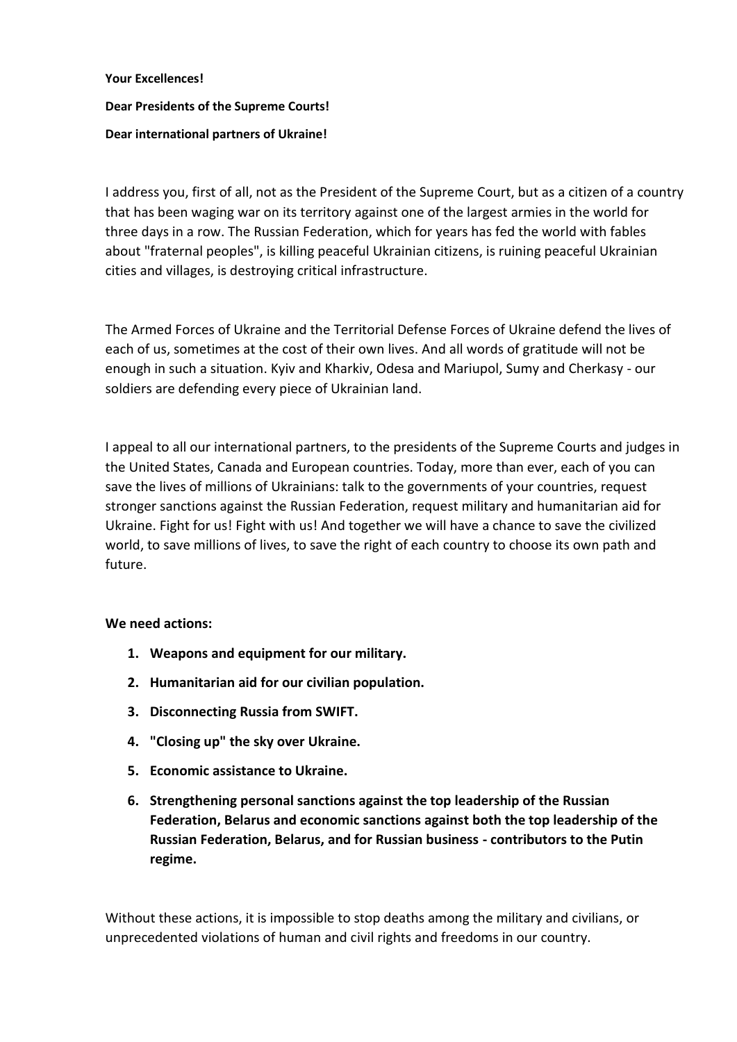**Your Excellences!**

**Dear Presidents of the Supreme Courts!**

**Dear international partners of Ukraine!**

I address you, first of all, not as the President of the Supreme Court, but as a citizen of a country that has been waging war on its territory against one of the largest armies in the world for three days in a row. The Russian Federation, which for years has fed the world with fables about "fraternal peoples", is killing peaceful Ukrainian citizens, is ruining peaceful Ukrainian cities and villages, is destroying critical infrastructure.

The Armed Forces of Ukraine and the Territorial Defense Forces of Ukraine defend the lives of each of us, sometimes at the cost of their own lives. And all words of gratitude will not be enough in such a situation. Kyiv and Kharkiv, Odesa and Mariupol, Sumy and Cherkasy - our soldiers are defending every piece of Ukrainian land.

I appeal to all our international partners, to the presidents of the Supreme Courts and judges in the United States, Canada and European countries. Today, more than ever, each of you can save the lives of millions of Ukrainians: talk to the governments of your countries, request stronger sanctions against the Russian Federation, request military and humanitarian aid for Ukraine. Fight for us! Fight with us! And together we will have a chance to save the civilized world, to save millions of lives, to save the right of each country to choose its own path and future.

**We need actions:**

1. **Weapons and equipment for our military.**
2. **Humanitarian aid for our civilian population.**
3. **Disconnecting Russia from SWIFT.**
4. **"Closing up" the sky over Ukraine.**
5. **Economic assistance to Ukraine.**
6. **Strengthening personal sanctions against the top leadership of the Russian Federation, Belarus and economic sanctions against both the top leadership of the Russian Federation, Belarus, and for Russian business - contributors to the Putin regime.**

Without these actions, it is impossible to stop deaths among the military and civilians, or unprecedented violations of human and civil rights and freedoms in our country.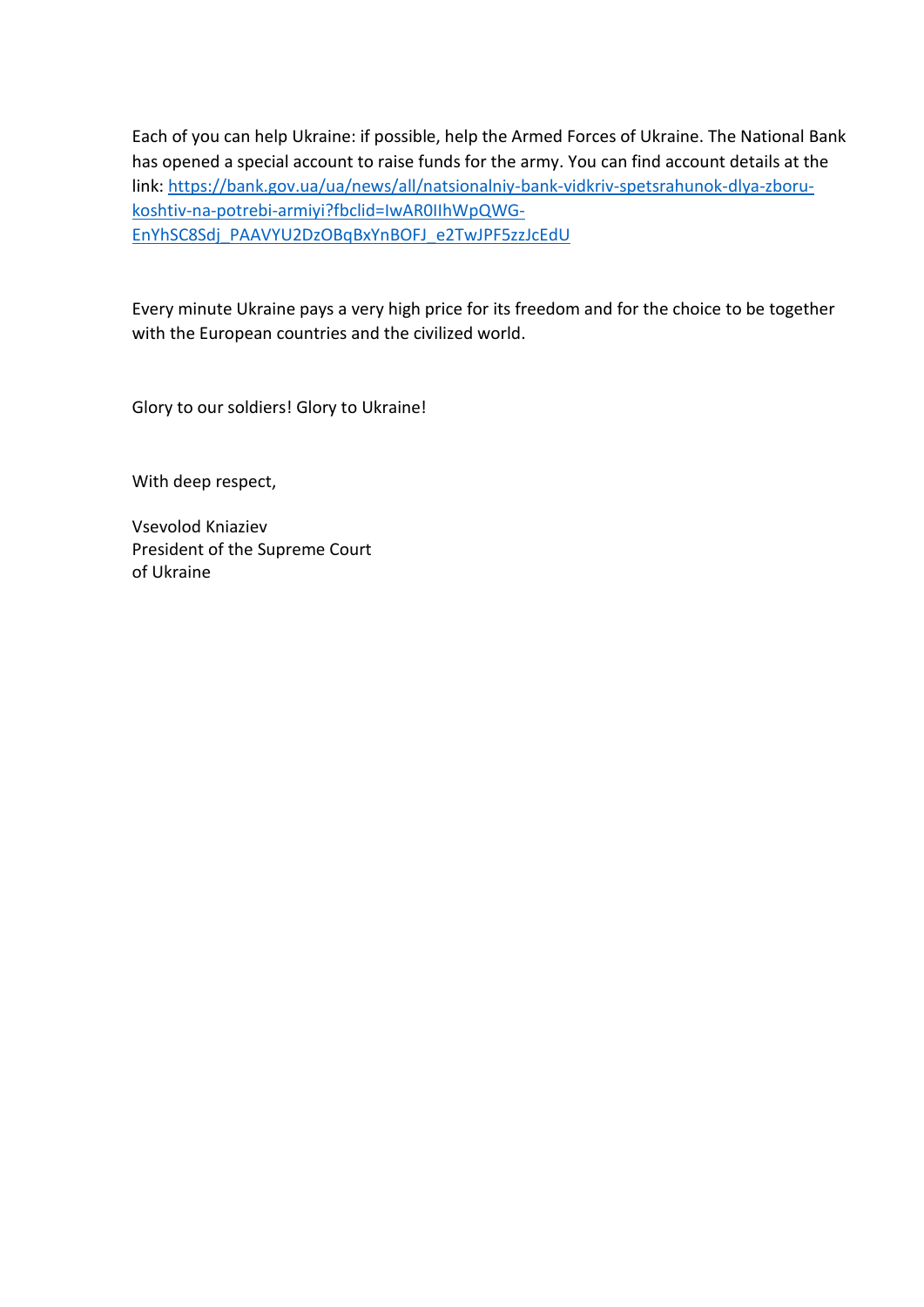Each of you can help Ukraine: if possible, help the Armed Forces of Ukraine. The National Bank has opened a special account to raise funds for the army. You can find account details at the link: https://bank.gov.ua/ua/news/all/natsionalniy-bank-vidkriv-spetsrahunok-dlya-zboru-koshtiv-na-potrebi-armiyi?fbclid=IwAR0IIhWpQWG-EnYhSC8Sdj_PAAVYU2DzOBqBxYnBOFJ_e2TwJPF5zzJcEdU

Every minute Ukraine pays a very high price for its freedom and for the choice to be together with the European countries and the civilized world.

Glory to our soldiers! Glory to Ukraine!

With deep respect,

Vsevolod Kniaziev
President of the Supreme Court
of Ukraine